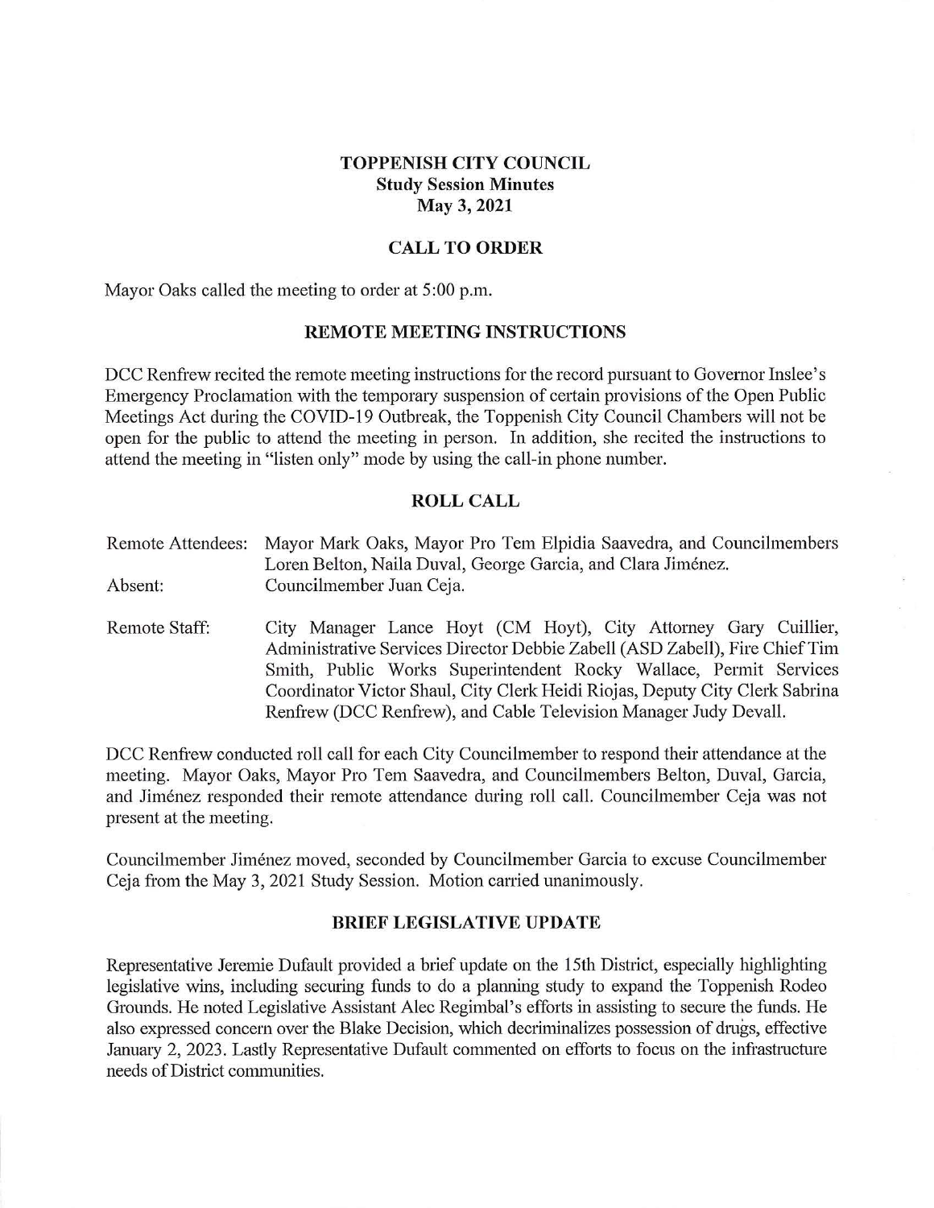# TOPPENISH CITY COUNCIL
## Study Session Minutes
## May 3, 2021

## CALL TO ORDER

Mayor Oaks called the meeting to order at 5:00 p.m.

## REMOTE MEETING INSTRUCTIONS

DCC Renfrew recited the remote meeting instructions for the record pursuant to Governor Inslee's Emergency Proclamation with the temporary suspension of certain provisions of the Open Public Meetings Act during the COVID-19 Outbreak, the Toppenish City Council Chambers will not be open for the public to attend the meeting in person. In addition, she recited the instructions to attend the meeting in "listen only" mode by using the call-in phone number.

## ROLL CALL

Remote Attendees: Mayor Mark Oaks, Mayor Pro Tem Elpidia Saavedra, and Councilmembers Loren Belton, Naila Duval, George Garcia, and Clara Jiménez.

Absent: Councilmember Juan Ceja.

Remote Staff: City Manager Lance Hoyt (CM Hoyt), City Attorney Gary Cuillier, Administrative Services Director Debbie Zabell (ASD Zabell), Fire Chief Tim Smith, Public Works Superintendent Rocky Wallace, Permit Services Coordinator Victor Shaul, City Clerk Heidi Riojas, Deputy City Clerk Sabrina Renfrew (DCC Renfrew), and Cable Television Manager Judy Devall.

DCC Renfrew conducted roll call for each City Councilmember to respond their attendance at the meeting. Mayor Oaks, Mayor Pro Tem Saavedra, and Councilmembers Belton, Duval, Garcia, and Jiménez responded their remote attendance during roll call. Councilmember Ceja was not present at the meeting.

Councilmember Jiménez moved, seconded by Councilmember Garcia to excuse Councilmember Ceja from the May 3, 2021 Study Session. Motion carried unanimously.

## BRIEF LEGISLATIVE UPDATE

Representative Jeremie Dufault provided a brief update on the 15th District, especially highlighting legislative wins, including securing funds to do a planning study to expand the Toppenish Rodeo Grounds. He noted Legislative Assistant Alec Regimbal's efforts in assisting to secure the funds. He also expressed concern over the Blake Decision, which decriminalizes possession of drugs, effective January 2, 2023. Lastly Representative Dufault commented on efforts to focus on the infrastructure needs of District communities.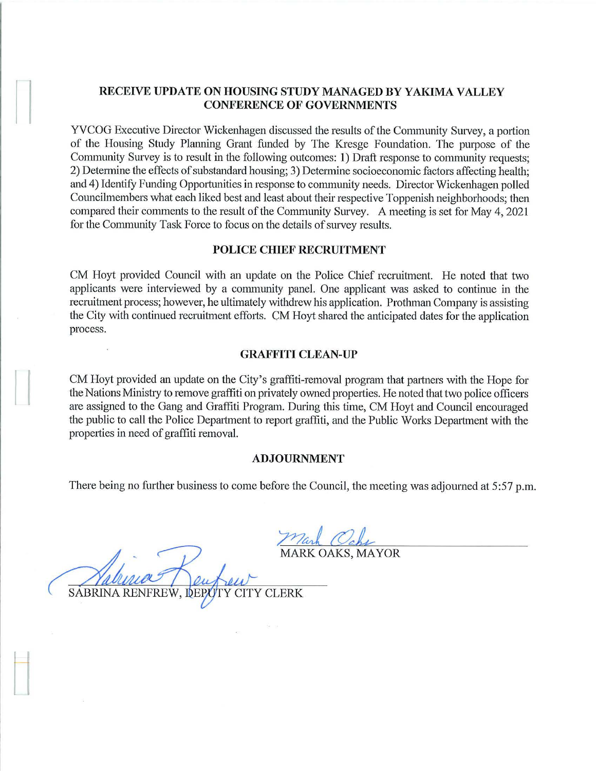## RECEIVE UPDATE ON HOUSING STUDY MANAGED BY YAKIMA VALLEY CONFERENCE OF GOVERNMENTS

YVCOG Executive Director Wickenhagen discussed the results of the Community Survey, a portion of the Housing Study Planning Grant funded by The Kresge Foundation. The purpose of the Community Survey is to result in the following outcomes: 1) Draft response to community requests; 2) Determine the effects of substandard housing; 3) Determine socioeconomic factors affecting health; and 4) Identify Funding Opportunities in response to community needs. Director Wickenhagen polled Councilmembers what each liked best and least about their respective Toppenish neighborhoods; then compared their comments to the result of the Community Survey. A meeting is set for May 4, 2021 for the Community Task Force to focus on the details of survey results.

## POLICE CHIEF RECRUITMENT

CM Hoyt provided Council with an update on the Police Chief recruitment. He noted that two applicants were interviewed by a community panel. One applicant was asked to continue in the recruitment process; however, he ultimately withdrew his application. Prothman Company is assisting the City with continued recruitment efforts. CM Hoyt shared the anticipated dates for the application process.

## GRAFFITI CLEAN-UP

CM Hoyt provided an update on the City's graffiti-removal program that partners with the Hope for the Nations Ministry to remove graffiti on privately owned properties. He noted that two police officers are assigned to the Gang and Graffiti Program. During this time, CM Hoyt and Council encouraged the public to call the Police Department to report graffiti, and the Public Works Department with the properties in need of graffiti removal.

## ADJOURNMENT

There being no further business to come before the Council, the meeting was adjourned at 5:57 p.m.

Mark Oaks
MARK OAKS, MAYOR

Sabrina Renfrew
SABRINA RENFREW, DEPUTY CITY CLERK